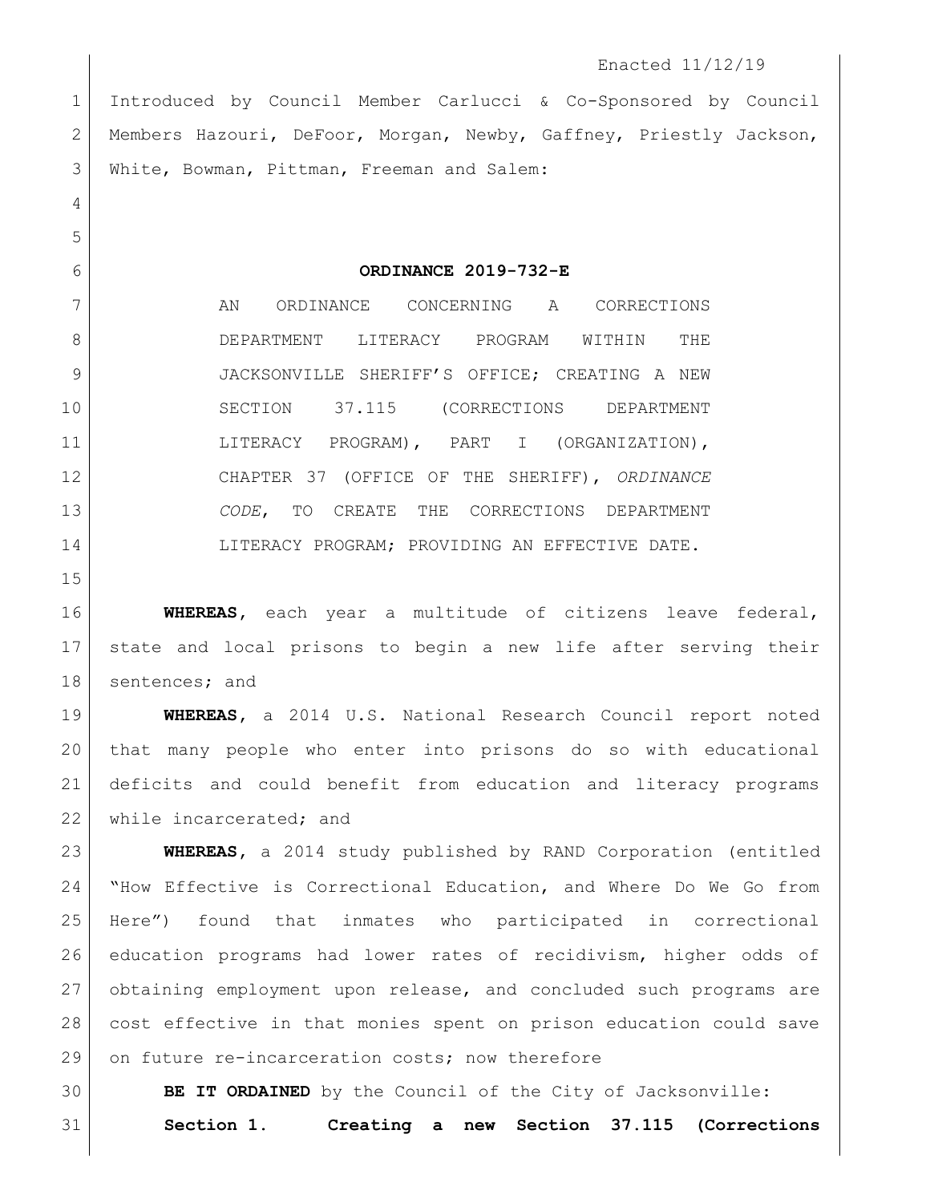Enacted 11/12/19

Introduced by Council Member Carlucci & Co-Sponsored by Council Members Hazouri, DeFoor, Morgan, Newby, Gaffney, Priestly Jackson, White, Bowman, Pittman, Freeman and Salem:

**ORDINANCE 2019-732-E**

AN ORDINANCE CONCERNING A CORRECTIONS DEPARTMENT LITERACY PROGRAM WITHIN THE JACKSONVILLE SHERIFF'S OFFICE; CREATING A NEW SECTION 37.115 (CORRECTIONS DEPARTMENT LITERACY PROGRAM), PART I (ORGANIZATION), CHAPTER 37 (OFFICE OF THE SHERIFF), *ORDINANCE CODE*, TO CREATE THE CORRECTIONS DEPARTMENT LITERACY PROGRAM; PROVIDING AN EFFECTIVE DATE.

**WHEREAS**, each year a multitude of citizens leave federal, state and local prisons to begin a new life after serving their sentences; and

**WHEREAS**, a 2014 U.S. National Research Council report noted that many people who enter into prisons do so with educational deficits and could benefit from education and literacy programs while incarcerated; and

**WHEREAS**, a 2014 study published by RAND Corporation (entitled "How Effective is Correctional Education, and Where Do We Go from Here") found that inmates who participated in correctional education programs had lower rates of recidivism, higher odds of obtaining employment upon release, and concluded such programs are cost effective in that monies spent on prison education could save on future re-incarceration costs; now therefore

**BE IT ORDAINED** by the Council of the City of Jacksonville:

**Section 1. Creating a new Section 37.115 (Corrections**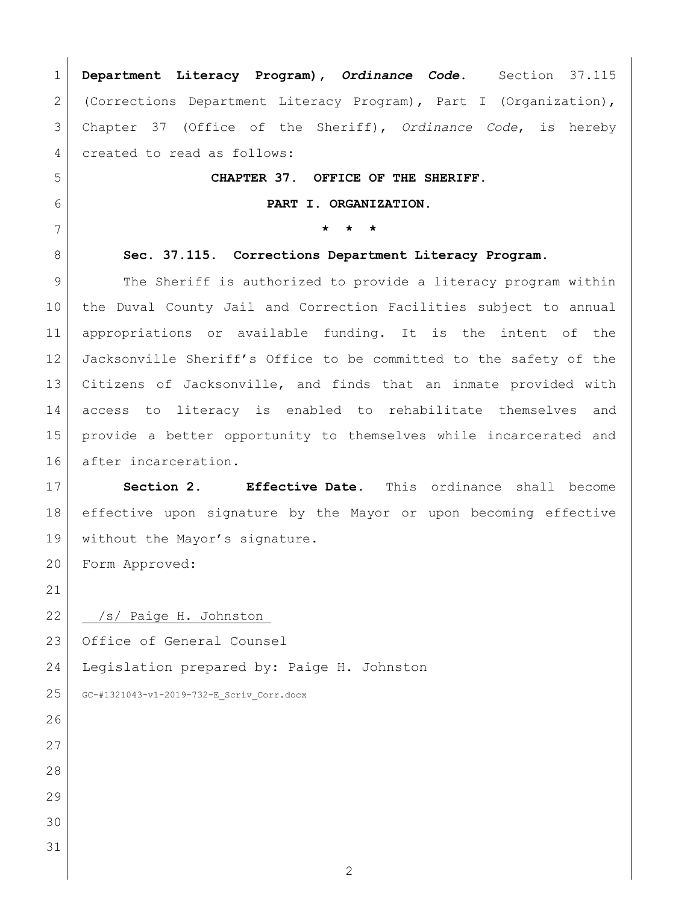**Department Literacy Program), *Ordinance Code*.** Section 37.115 (Corrections Department Literacy Program), Part I (Organization), Chapter 37 (Office of the Sheriff), *Ordinance Code*, is hereby created to read as follows:

**CHAPTER 37. OFFICE OF THE SHERIFF.**

**PART I. ORGANIZATION.**

**\* \* \***

**Sec. 37.115. Corrections Department Literacy Program.**

The Sheriff is authorized to provide a literacy program within the Duval County Jail and Correction Facilities subject to annual appropriations or available funding. It is the intent of the Jacksonville Sheriff's Office to be committed to the safety of the Citizens of Jacksonville, and finds that an inmate provided with access to literacy is enabled to rehabilitate themselves and provide a better opportunity to themselves while incarcerated and after incarceration.

**Section 2. Effective Date.** This ordinance shall become effective upon signature by the Mayor or upon becoming effective without the Mayor's signature.

Form Approved:

/s/ Paige H. Johnston

Office of General Counsel

Legislation prepared by: Paige H. Johnston

GC-#1321043-v1-2019-732-E_Scriv_Corr.docx